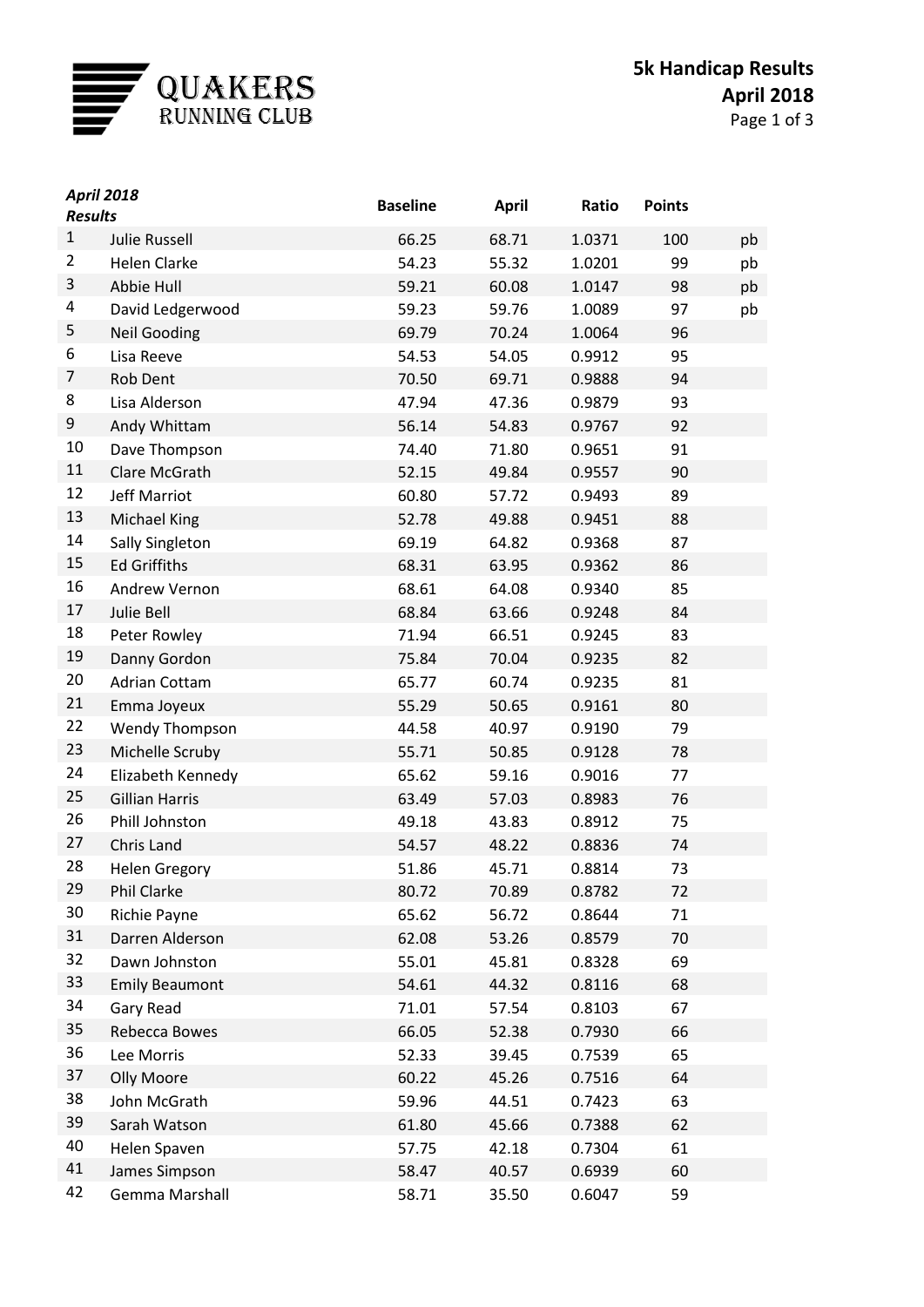QUAKERS RUNNING CLUB

# 5k Handicap Results
## April 2018

| *April 2018 Results* | | Baseline | April | Ratio | Points | |
|---|---|---|---|---|---|---|
| 1 | Julie Russell | 66.25 | 68.71 | 1.0371 | 100 | pb |
| 2 | Helen Clarke | 54.23 | 55.32 | 1.0201 | 99 | pb |
| 3 | Abbie Hull | 59.21 | 60.08 | 1.0147 | 98 | pb |
| 4 | David Ledgerwood | 59.23 | 59.76 | 1.0089 | 97 | pb |
| 5 | Neil Gooding | 69.79 | 70.24 | 1.0064 | 96 | |
| 6 | Lisa Reeve | 54.53 | 54.05 | 0.9912 | 95 | |
| 7 | Rob Dent | 70.50 | 69.71 | 0.9888 | 94 | |
| 8 | Lisa Alderson | 47.94 | 47.36 | 0.9879 | 93 | |
| 9 | Andy Whittam | 56.14 | 54.83 | 0.9767 | 92 | |
| 10 | Dave Thompson | 74.40 | 71.80 | 0.9651 | 91 | |
| 11 | Clare McGrath | 52.15 | 49.84 | 0.9557 | 90 | |
| 12 | Jeff Marriot | 60.80 | 57.72 | 0.9493 | 89 | |
| 13 | Michael King | 52.78 | 49.88 | 0.9451 | 88 | |
| 14 | Sally Singleton | 69.19 | 64.82 | 0.9368 | 87 | |
| 15 | Ed Griffiths | 68.31 | 63.95 | 0.9362 | 86 | |
| 16 | Andrew Vernon | 68.61 | 64.08 | 0.9340 | 85 | |
| 17 | Julie Bell | 68.84 | 63.66 | 0.9248 | 84 | |
| 18 | Peter Rowley | 71.94 | 66.51 | 0.9245 | 83 | |
| 19 | Danny Gordon | 75.84 | 70.04 | 0.9235 | 82 | |
| 20 | Adrian Cottam | 65.77 | 60.74 | 0.9235 | 81 | |
| 21 | Emma Joyeux | 55.29 | 50.65 | 0.9161 | 80 | |
| 22 | Wendy Thompson | 44.58 | 40.97 | 0.9190 | 79 | |
| 23 | Michelle Scruby | 55.71 | 50.85 | 0.9128 | 78 | |
| 24 | Elizabeth Kennedy | 65.62 | 59.16 | 0.9016 | 77 | |
| 25 | Gillian Harris | 63.49 | 57.03 | 0.8983 | 76 | |
| 26 | Phill Johnston | 49.18 | 43.83 | 0.8912 | 75 | |
| 27 | Chris Land | 54.57 | 48.22 | 0.8836 | 74 | |
| 28 | Helen Gregory | 51.86 | 45.71 | 0.8814 | 73 | |
| 29 | Phil Clarke | 80.72 | 70.89 | 0.8782 | 72 | |
| 30 | Richie Payne | 65.62 | 56.72 | 0.8644 | 71 | |
| 31 | Darren Alderson | 62.08 | 53.26 | 0.8579 | 70 | |
| 32 | Dawn Johnston | 55.01 | 45.81 | 0.8328 | 69 | |
| 33 | Emily Beaumont | 54.61 | 44.32 | 0.8116 | 68 | |
| 34 | Gary Read | 71.01 | 57.54 | 0.8103 | 67 | |
| 35 | Rebecca Bowes | 66.05 | 52.38 | 0.7930 | 66 | |
| 36 | Lee Morris | 52.33 | 39.45 | 0.7539 | 65 | |
| 37 | Olly Moore | 60.22 | 45.26 | 0.7516 | 64 | |
| 38 | John McGrath | 59.96 | 44.51 | 0.7423 | 63 | |
| 39 | Sarah Watson | 61.80 | 45.66 | 0.7388 | 62 | |
| 40 | Helen Spaven | 57.75 | 42.18 | 0.7304 | 61 | |
| 41 | James Simpson | 58.47 | 40.57 | 0.6939 | 60 | |
| 42 | Gemma Marshall | 58.71 | 35.50 | 0.6047 | 59 | |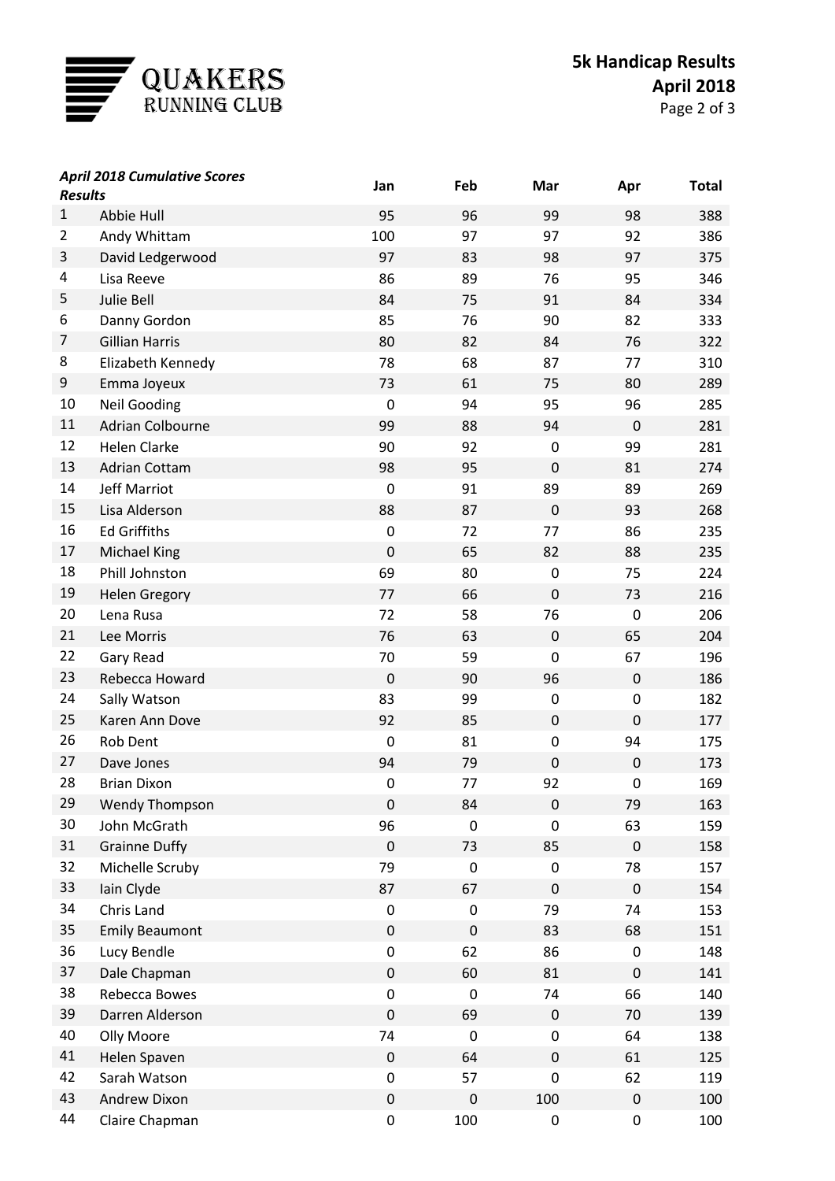QUAKERS RUNNING CLUB

# 5k Handicap Results
## April 2018

| *April 2018 Cumulative Scores Results* | | Jan | Feb | Mar | Apr | Total |
|---|---|---|---|---|---|---|
| 1 | Abbie Hull | 95 | 96 | 99 | 98 | 388 |
| 2 | Andy Whittam | 100 | 97 | 97 | 92 | 386 |
| 3 | David Ledgerwood | 97 | 83 | 98 | 97 | 375 |
| 4 | Lisa Reeve | 86 | 89 | 76 | 95 | 346 |
| 5 | Julie Bell | 84 | 75 | 91 | 84 | 334 |
| 6 | Danny Gordon | 85 | 76 | 90 | 82 | 333 |
| 7 | Gillian Harris | 80 | 82 | 84 | 76 | 322 |
| 8 | Elizabeth Kennedy | 78 | 68 | 87 | 77 | 310 |
| 9 | Emma Joyeux | 73 | 61 | 75 | 80 | 289 |
| 10 | Neil Gooding | 0 | 94 | 95 | 96 | 285 |
| 11 | Adrian Colbourne | 99 | 88 | 94 | 0 | 281 |
| 12 | Helen Clarke | 90 | 92 | 0 | 99 | 281 |
| 13 | Adrian Cottam | 98 | 95 | 0 | 81 | 274 |
| 14 | Jeff Marriot | 0 | 91 | 89 | 89 | 269 |
| 15 | Lisa Alderson | 88 | 87 | 0 | 93 | 268 |
| 16 | Ed Griffiths | 0 | 72 | 77 | 86 | 235 |
| 17 | Michael King | 0 | 65 | 82 | 88 | 235 |
| 18 | Phill Johnston | 69 | 80 | 0 | 75 | 224 |
| 19 | Helen Gregory | 77 | 66 | 0 | 73 | 216 |
| 20 | Lena Rusa | 72 | 58 | 76 | 0 | 206 |
| 21 | Lee Morris | 76 | 63 | 0 | 65 | 204 |
| 22 | Gary Read | 70 | 59 | 0 | 67 | 196 |
| 23 | Rebecca Howard | 0 | 90 | 96 | 0 | 186 |
| 24 | Sally Watson | 83 | 99 | 0 | 0 | 182 |
| 25 | Karen Ann Dove | 92 | 85 | 0 | 0 | 177 |
| 26 | Rob Dent | 0 | 81 | 0 | 94 | 175 |
| 27 | Dave Jones | 94 | 79 | 0 | 0 | 173 |
| 28 | Brian Dixon | 0 | 77 | 92 | 0 | 169 |
| 29 | Wendy Thompson | 0 | 84 | 0 | 79 | 163 |
| 30 | John McGrath | 96 | 0 | 0 | 63 | 159 |
| 31 | Grainne Duffy | 0 | 73 | 85 | 0 | 158 |
| 32 | Michelle Scruby | 79 | 0 | 0 | 78 | 157 |
| 33 | Iain Clyde | 87 | 67 | 0 | 0 | 154 |
| 34 | Chris Land | 0 | 0 | 79 | 74 | 153 |
| 35 | Emily Beaumont | 0 | 0 | 83 | 68 | 151 |
| 36 | Lucy Bendle | 0 | 62 | 86 | 0 | 148 |
| 37 | Dale Chapman | 0 | 60 | 81 | 0 | 141 |
| 38 | Rebecca Bowes | 0 | 0 | 74 | 66 | 140 |
| 39 | Darren Alderson | 0 | 69 | 0 | 70 | 139 |
| 40 | Olly Moore | 74 | 0 | 0 | 64 | 138 |
| 41 | Helen Spaven | 0 | 64 | 0 | 61 | 125 |
| 42 | Sarah Watson | 0 | 57 | 0 | 62 | 119 |
| 43 | Andrew Dixon | 0 | 0 | 100 | 0 | 100 |
| 44 | Claire Chapman | 0 | 100 | 0 | 0 | 100 |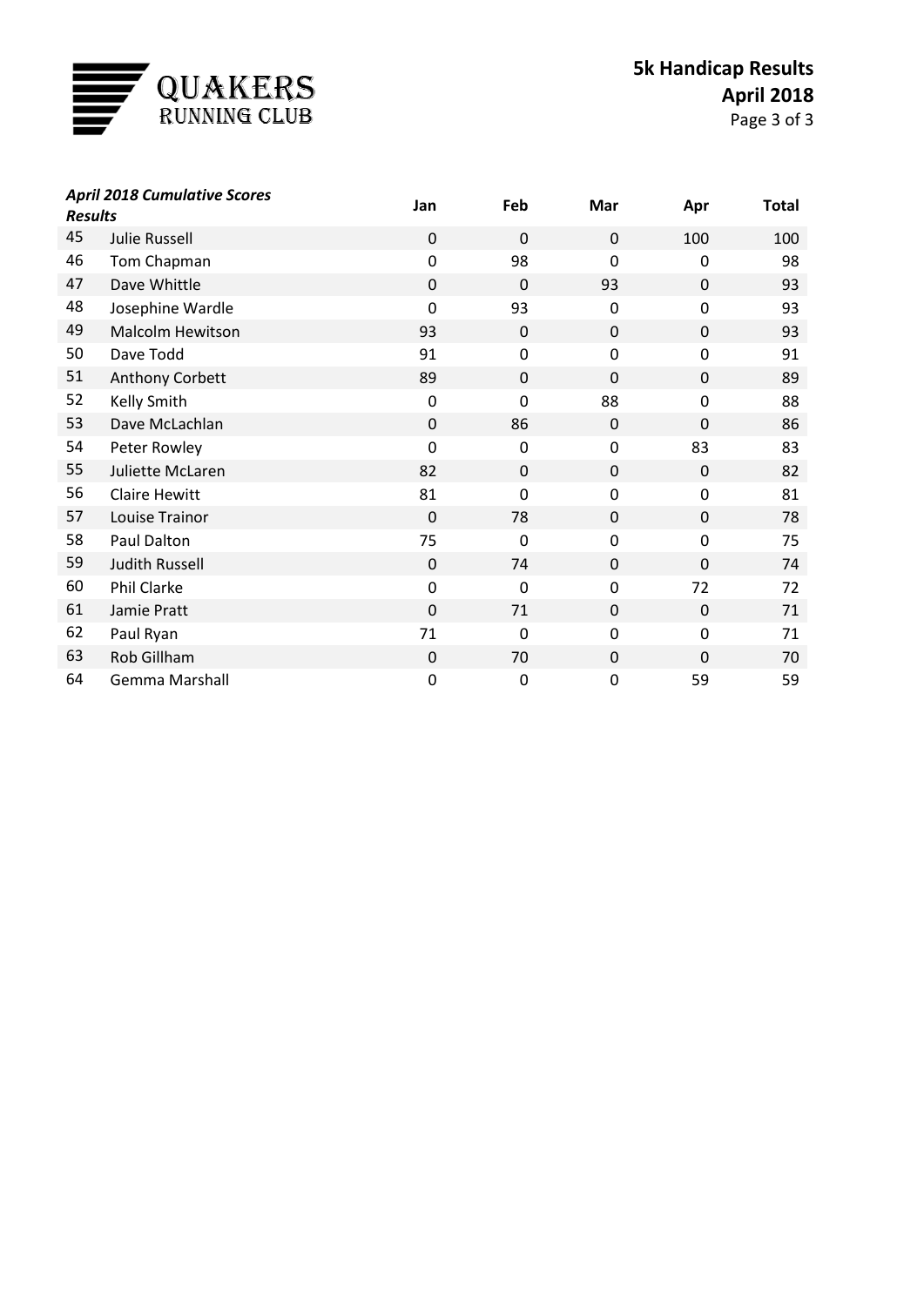QUAKERS RUNNING CLUB

**5k Handicap Results**
**April 2018**

| *April 2018 Cumulative Scores Results* | | Jan | Feb | Mar | Apr | Total |
|---|---|---|---|---|---|---|
| 45 | Julie Russell | 0 | 0 | 0 | 100 | 100 |
| 46 | Tom Chapman | 0 | 98 | 0 | 0 | 98 |
| 47 | Dave Whittle | 0 | 0 | 93 | 0 | 93 |
| 48 | Josephine Wardle | 0 | 93 | 0 | 0 | 93 |
| 49 | Malcolm Hewitson | 93 | 0 | 0 | 0 | 93 |
| 50 | Dave Todd | 91 | 0 | 0 | 0 | 91 |
| 51 | Anthony Corbett | 89 | 0 | 0 | 0 | 89 |
| 52 | Kelly Smith | 0 | 0 | 88 | 0 | 88 |
| 53 | Dave McLachlan | 0 | 86 | 0 | 0 | 86 |
| 54 | Peter Rowley | 0 | 0 | 0 | 83 | 83 |
| 55 | Juliette McLaren | 82 | 0 | 0 | 0 | 82 |
| 56 | Claire Hewitt | 81 | 0 | 0 | 0 | 81 |
| 57 | Louise Trainor | 0 | 78 | 0 | 0 | 78 |
| 58 | Paul Dalton | 75 | 0 | 0 | 0 | 75 |
| 59 | Judith Russell | 0 | 74 | 0 | 0 | 74 |
| 60 | Phil Clarke | 0 | 0 | 0 | 72 | 72 |
| 61 | Jamie Pratt | 0 | 71 | 0 | 0 | 71 |
| 62 | Paul Ryan | 71 | 0 | 0 | 0 | 71 |
| 63 | Rob Gillham | 0 | 70 | 0 | 0 | 70 |
| 64 | Gemma Marshall | 0 | 0 | 0 | 59 | 59 |